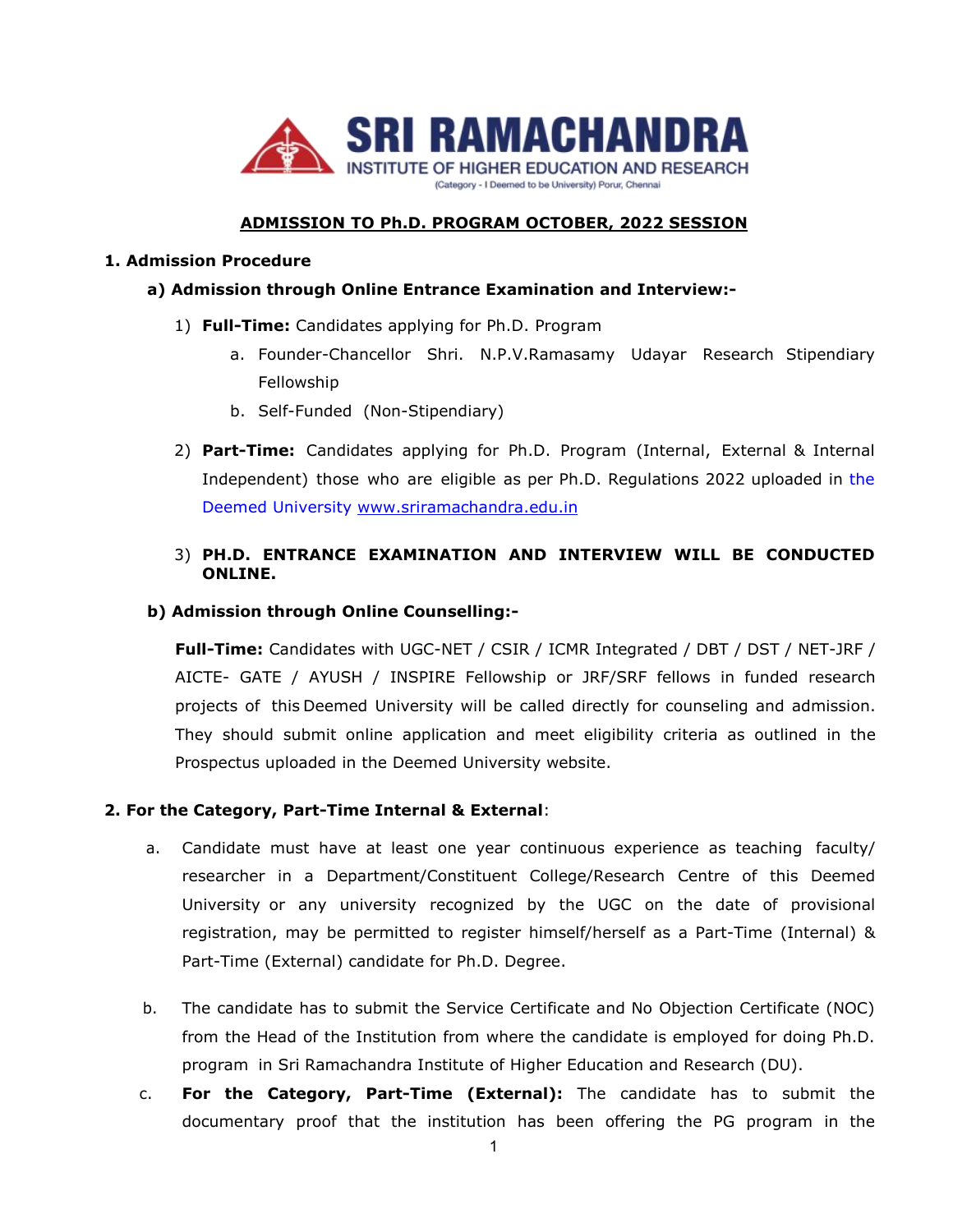SRI RAMACHANDRA
INSTITUTE OF HIGHER EDUCATION AND RESEARCH
(Category - I Deemed to be University) Porur, Chennai

# ADMISSION TO Ph.D. PROGRAM OCTOBER, 2022 SESSION

## 1. Admission Procedure

### a) Admission through Online Entrance Examination and Interview:-

1) **Full-Time:** Candidates applying for Ph.D. Program
   a. Founder-Chancellor Shri. N.P.V.Ramasamy Udayar Research Stipendiary Fellowship
   b. Self-Funded (Non-Stipendiary)

2) **Part-Time:** Candidates applying for Ph.D. Program (Internal, External & Internal Independent) those who are eligible as per Ph.D. Regulations 2022 uploaded in the Deemed University www.sriramachandra.edu.in

3) **PH.D. ENTRANCE EXAMINATION AND INTERVIEW WILL BE CONDUCTED ONLINE.**

### b) Admission through Online Counselling:-

**Full-Time:** Candidates with UGC-NET / CSIR / ICMR Integrated / DBT / DST / NET-JRF / AICTE- GATE / AYUSH / INSPIRE Fellowship or JRF/SRF fellows in funded research projects of this Deemed University will be called directly for counseling and admission. They should submit online application and meet eligibility criteria as outlined in the Prospectus uploaded in the Deemed University website.

## 2. For the Category, Part-Time Internal & External:

a. Candidate must have at least one year continuous experience as teaching faculty/ researcher in a Department/Constituent College/Research Centre of this Deemed University or any university recognized by the UGC on the date of provisional registration, may be permitted to register himself/herself as a Part-Time (Internal) & Part-Time (External) candidate for Ph.D. Degree.

b. The candidate has to submit the Service Certificate and No Objection Certificate (NOC) from the Head of the Institution from where the candidate is employed for doing Ph.D. program in Sri Ramachandra Institute of Higher Education and Research (DU).

c. **For the Category, Part-Time (External):** The candidate has to submit the documentary proof that the institution has been offering the PG program in the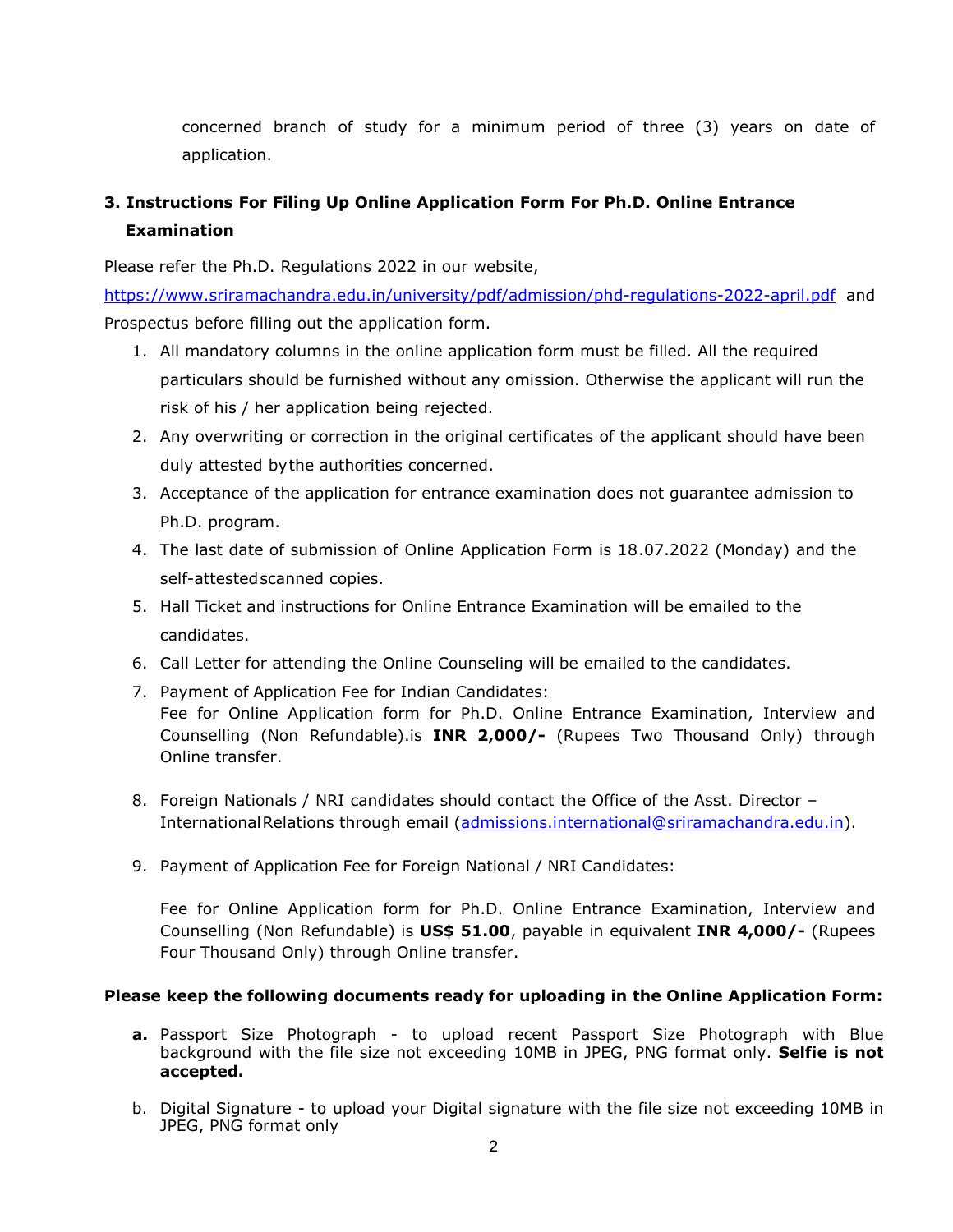concerned branch of study for a minimum period of three (3) years on date of application.

## 3. Instructions For Filing Up Online Application Form For Ph.D. Online Entrance Examination

Please refer the Ph.D. Regulations 2022 in our website, https://www.sriramachandra.edu.in/university/pdf/admission/phd-regulations-2022-april.pdf and Prospectus before filling out the application form.

1. All mandatory columns in the online application form must be filled. All the required particulars should be furnished without any omission. Otherwise the applicant will run the risk of his / her application being rejected.
2. Any overwriting or correction in the original certificates of the applicant should have been duly attested by the authorities concerned.
3. Acceptance of the application for entrance examination does not guarantee admission to Ph.D. program.
4. The last date of submission of Online Application Form is 18.07.2022 (Monday) and the self-attested scanned copies.
5. Hall Ticket and instructions for Online Entrance Examination will be emailed to the candidates.
6. Call Letter for attending the Online Counseling will be emailed to the candidates.
7. Payment of Application Fee for Indian Candidates:
   Fee for Online Application form for Ph.D. Online Entrance Examination, Interview and Counselling (Non Refundable).is **INR 2,000/-** (Rupees Two Thousand Only) through Online transfer.
8. Foreign Nationals / NRI candidates should contact the Office of the Asst. Director – International Relations through email (admissions.international@sriramachandra.edu.in).
9. Payment of Application Fee for Foreign National / NRI Candidates:

   Fee for Online Application form for Ph.D. Online Entrance Examination, Interview and Counselling (Non Refundable) is **US$ 51.00**, payable in equivalent **INR 4,000/-** (Rupees Four Thousand Only) through Online transfer.

**Please keep the following documents ready for uploading in the Online Application Form:**

**a.** Passport Size Photograph - to upload recent Passport Size Photograph with Blue background with the file size not exceeding 10MB in JPEG, PNG format only. **Selfie is not accepted.**

b. Digital Signature - to upload your Digital signature with the file size not exceeding 10MB in JPEG, PNG format only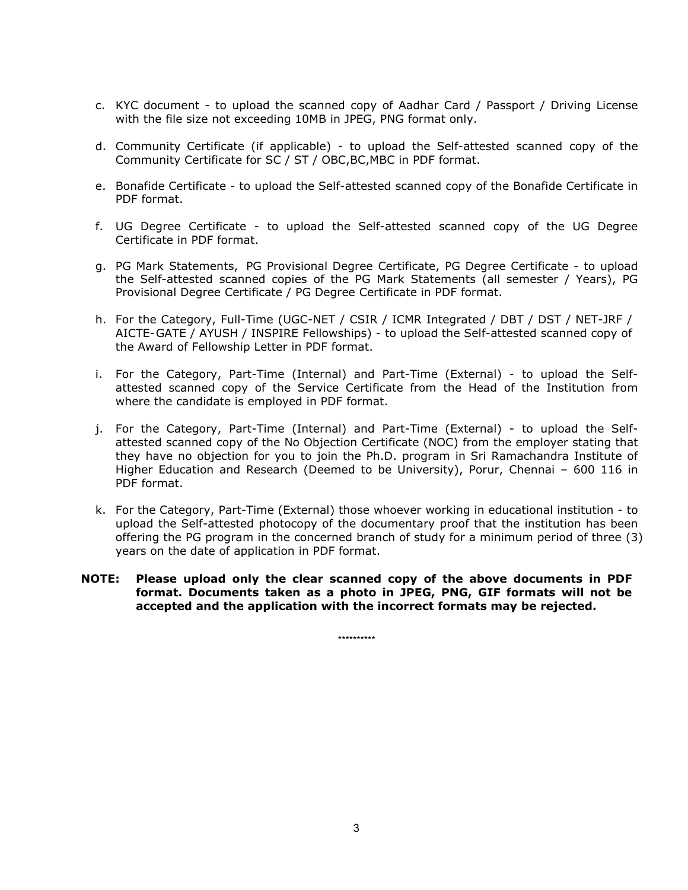c. KYC document - to upload the scanned copy of Aadhar Card / Passport / Driving License with the file size not exceeding 10MB in JPEG, PNG format only.

d. Community Certificate (if applicable) - to upload the Self-attested scanned copy of the Community Certificate for SC / ST / OBC,BC,MBC in PDF format.

e. Bonafide Certificate - to upload the Self-attested scanned copy of the Bonafide Certificate in PDF format.

f. UG Degree Certificate - to upload the Self-attested scanned copy of the UG Degree Certificate in PDF format.

g. PG Mark Statements, PG Provisional Degree Certificate, PG Degree Certificate - to upload the Self-attested scanned copies of the PG Mark Statements (all semester / Years), PG Provisional Degree Certificate / PG Degree Certificate in PDF format.

h. For the Category, Full-Time (UGC-NET / CSIR / ICMR Integrated / DBT / DST / NET-JRF / AICTE-GATE / AYUSH / INSPIRE Fellowships) - to upload the Self-attested scanned copy of the Award of Fellowship Letter in PDF format.

i. For the Category, Part-Time (Internal) and Part-Time (External) - to upload the Self-attested scanned copy of the Service Certificate from the Head of the Institution from where the candidate is employed in PDF format.

j. For the Category, Part-Time (Internal) and Part-Time (External) - to upload the Self-attested scanned copy of the No Objection Certificate (NOC) from the employer stating that they have no objection for you to join the Ph.D. program in Sri Ramachandra Institute of Higher Education and Research (Deemed to be University), Porur, Chennai – 600 116 in PDF format.

k. For the Category, Part-Time (External) those whoever working in educational institution - to upload the Self-attested photocopy of the documentary proof that the institution has been offering the PG program in the concerned branch of study for a minimum period of three (3) years on the date of application in PDF format.

**NOTE: Please upload only the clear scanned copy of the above documents in PDF format. Documents taken as a photo in JPEG, PNG, GIF formats will not be accepted and the application with the incorrect formats may be rejected.**

**********